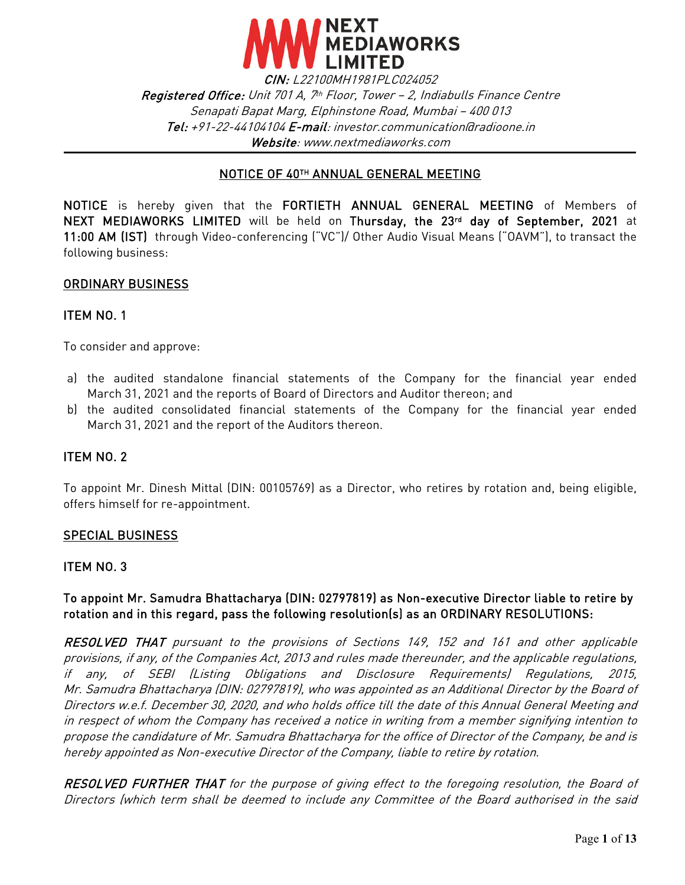# NEXT MEDIAWORKS LIMITED

***CIN:*** *L22100MH1981PLC024052*
***Registered Office:*** *Unit 701 A, 7th Floor, Tower – 2, Indiabulls Finance Centre*
*Senapati Bapat Marg, Elphinstone Road, Mumbai – 400 013*
***Tel:*** *+91-22-44104104* ***E-mail****: investor.communication@radioone.in*
***Website****: www.nextmediaworks.com*

## NOTICE OF 40TH ANNUAL GENERAL MEETING

**NOTICE** is hereby given that the **FORTIETH ANNUAL GENERAL MEETING** of Members of **NEXT MEDIAWORKS LIMITED** will be held on **Thursday, the 23rd day of September, 2021** at **11:00 AM (IST)** through Video-conferencing ("VC")/ Other Audio Visual Means ("OAVM"), to transact the following business:

### ORDINARY BUSINESS

**ITEM NO. 1**

To consider and approve:

a) the audited standalone financial statements of the Company for the financial year ended March 31, 2021 and the reports of Board of Directors and Auditor thereon; and
b) the audited consolidated financial statements of the Company for the financial year ended March 31, 2021 and the report of the Auditors thereon.

**ITEM NO. 2**

To appoint Mr. Dinesh Mittal (DIN: 00105769) as a Director, who retires by rotation and, being eligible, offers himself for re-appointment.

### SPECIAL BUSINESS

**ITEM NO. 3**

**To appoint Mr. Samudra Bhattacharya (DIN: 02797819) as Non-executive Director liable to retire by rotation and in this regard, pass the following resolution(s) as an ORDINARY RESOLUTIONS:**

***RESOLVED THAT*** *pursuant to the provisions of Sections 149, 152 and 161 and other applicable provisions, if any, of the Companies Act, 2013 and rules made thereunder, and the applicable regulations, if any, of SEBI (Listing Obligations and Disclosure Requirements) Regulations, 2015, Mr. Samudra Bhattacharya (DIN: 02797819), who was appointed as an Additional Director by the Board of Directors w.e.f. December 30, 2020, and who holds office till the date of this Annual General Meeting and in respect of whom the Company has received a notice in writing from a member signifying intention to propose the candidature of Mr. Samudra Bhattacharya for the office of Director of the Company, be and is hereby appointed as Non-executive Director of the Company, liable to retire by rotation.*

***RESOLVED FURTHER THAT*** *for the purpose of giving effect to the foregoing resolution, the Board of Directors (which term shall be deemed to include any Committee of the Board authorised in the said*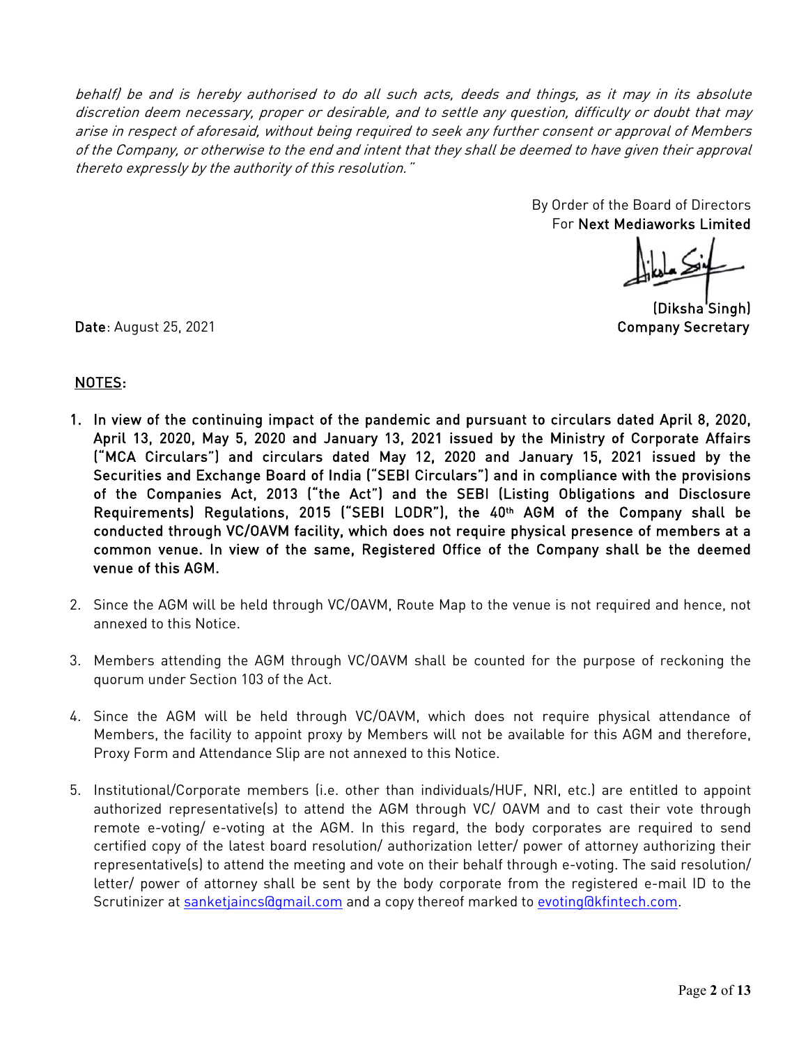*behalf) be and is hereby authorised to do all such acts, deeds and things, as it may in its absolute discretion deem necessary, proper or desirable, and to settle any question, difficulty or doubt that may arise in respect of aforesaid, without being required to seek any further consent or approval of Members of the Company, or otherwise to the end and intent that they shall be deemed to have given their approval thereto expressly by the authority of this resolution."*

By Order of the Board of Directors
For **Next Mediaworks Limited**

**(Diksha Singh)**
**Company Secretary**

**Date**: August 25, 2021

**NOTES:**

1. **In view of the continuing impact of the pandemic and pursuant to circulars dated April 8, 2020, April 13, 2020, May 5, 2020 and January 13, 2021 issued by the Ministry of Corporate Affairs ("MCA Circulars") and circulars dated May 12, 2020 and January 15, 2021 issued by the Securities and Exchange Board of India ("SEBI Circulars") and in compliance with the provisions of the Companies Act, 2013 ("the Act") and the SEBI (Listing Obligations and Disclosure Requirements) Regulations, 2015 ("SEBI LODR"), the 40th AGM of the Company shall be conducted through VC/OAVM facility, which does not require physical presence of members at a common venue. In view of the same, Registered Office of the Company shall be the deemed venue of this AGM.**

2. Since the AGM will be held through VC/OAVM, Route Map to the venue is not required and hence, not annexed to this Notice.

3. Members attending the AGM through VC/OAVM shall be counted for the purpose of reckoning the quorum under Section 103 of the Act.

4. Since the AGM will be held through VC/OAVM, which does not require physical attendance of Members, the facility to appoint proxy by Members will not be available for this AGM and therefore, Proxy Form and Attendance Slip are not annexed to this Notice.

5. Institutional/Corporate members (i.e. other than individuals/HUF, NRI, etc.) are entitled to appoint authorized representative(s) to attend the AGM through VC/ OAVM and to cast their vote through remote e-voting/ e-voting at the AGM. In this regard, the body corporates are required to send certified copy of the latest board resolution/ authorization letter/ power of attorney authorizing their representative(s) to attend the meeting and vote on their behalf through e-voting. The said resolution/ letter/ power of attorney shall be sent by the body corporate from the registered e-mail ID to the Scrutinizer at sanketjaincs@gmail.com and a copy thereof marked to evoting@kfintech.com.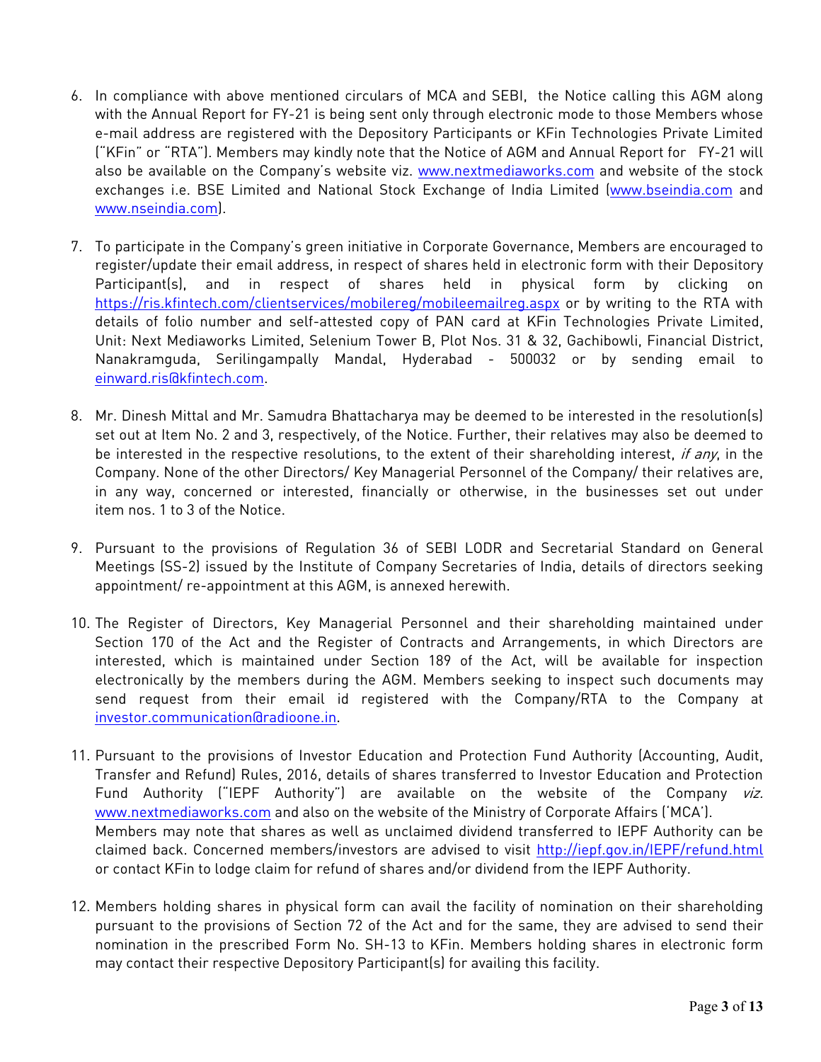6. In compliance with above mentioned circulars of MCA and SEBI, the Notice calling this AGM along with the Annual Report for FY-21 is being sent only through electronic mode to those Members whose e-mail address are registered with the Depository Participants or KFin Technologies Private Limited ("KFin" or "RTA"). Members may kindly note that the Notice of AGM and Annual Report for FY-21 will also be available on the Company's website viz. www.nextmediaworks.com and website of the stock exchanges i.e. BSE Limited and National Stock Exchange of India Limited (www.bseindia.com and www.nseindia.com).

7. To participate in the Company's green initiative in Corporate Governance, Members are encouraged to register/update their email address, in respect of shares held in electronic form with their Depository Participant(s), and in respect of shares held in physical form by clicking on https://ris.kfintech.com/clientservices/mobilereg/mobileemailreg.aspx or by writing to the RTA with details of folio number and self-attested copy of PAN card at KFin Technologies Private Limited, Unit: Next Mediaworks Limited, Selenium Tower B, Plot Nos. 31 & 32, Gachibowli, Financial District, Nanakramguda, Serilingampally Mandal, Hyderabad - 500032 or by sending email to einward.ris@kfintech.com.

8. Mr. Dinesh Mittal and Mr. Samudra Bhattacharya may be deemed to be interested in the resolution(s) set out at Item No. 2 and 3, respectively, of the Notice. Further, their relatives may also be deemed to be interested in the respective resolutions, to the extent of their shareholding interest, *if any*, in the Company. None of the other Directors/ Key Managerial Personnel of the Company/ their relatives are, in any way, concerned or interested, financially or otherwise, in the businesses set out under item nos. 1 to 3 of the Notice.

9. Pursuant to the provisions of Regulation 36 of SEBI LODR and Secretarial Standard on General Meetings (SS-2) issued by the Institute of Company Secretaries of India, details of directors seeking appointment/ re-appointment at this AGM, is annexed herewith.

10. The Register of Directors, Key Managerial Personnel and their shareholding maintained under Section 170 of the Act and the Register of Contracts and Arrangements, in which Directors are interested, which is maintained under Section 189 of the Act, will be available for inspection electronically by the members during the AGM. Members seeking to inspect such documents may send request from their email id registered with the Company/RTA to the Company at investor.communication@radioone.in.

11. Pursuant to the provisions of Investor Education and Protection Fund Authority (Accounting, Audit, Transfer and Refund) Rules, 2016, details of shares transferred to Investor Education and Protection Fund Authority ("IEPF Authority") are available on the website of the Company *viz.* www.nextmediaworks.com and also on the website of the Ministry of Corporate Affairs ('MCA').
    Members may note that shares as well as unclaimed dividend transferred to IEPF Authority can be claimed back. Concerned members/investors are advised to visit http://iepf.gov.in/IEPF/refund.html or contact KFin to lodge claim for refund of shares and/or dividend from the IEPF Authority.

12. Members holding shares in physical form can avail the facility of nomination on their shareholding pursuant to the provisions of Section 72 of the Act and for the same, they are advised to send their nomination in the prescribed Form No. SH-13 to KFin. Members holding shares in electronic form may contact their respective Depository Participant(s) for availing this facility.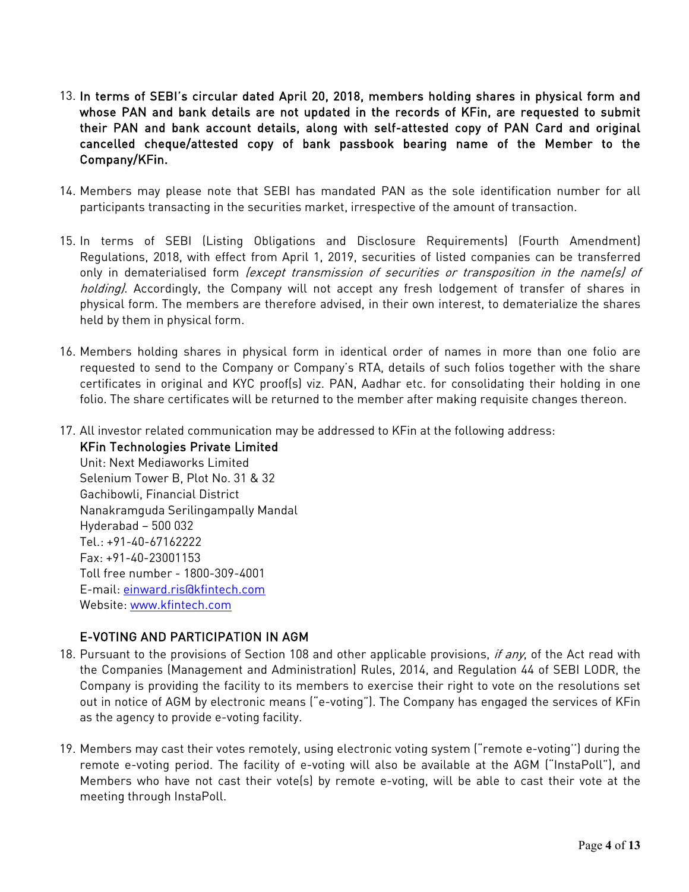13. **In terms of SEBI's circular dated April 20, 2018, members holding shares in physical form and whose PAN and bank details are not updated in the records of KFin, are requested to submit their PAN and bank account details, along with self-attested copy of PAN Card and original cancelled cheque/attested copy of bank passbook bearing name of the Member to the Company/KFin.**

14. Members may please note that SEBI has mandated PAN as the sole identification number for all participants transacting in the securities market, irrespective of the amount of transaction.

15. In terms of SEBI (Listing Obligations and Disclosure Requirements) (Fourth Amendment) Regulations, 2018, with effect from April 1, 2019, securities of listed companies can be transferred only in dematerialised form *(except transmission of securities or transposition in the name(s) of holding)*. Accordingly, the Company will not accept any fresh lodgement of transfer of shares in physical form. The members are therefore advised, in their own interest, to dematerialize the shares held by them in physical form.

16. Members holding shares in physical form in identical order of names in more than one folio are requested to send to the Company or Company's RTA, details of such folios together with the share certificates in original and KYC proof(s) viz. PAN, Aadhar etc. for consolidating their holding in one folio. The share certificates will be returned to the member after making requisite changes thereon.

17. All investor related communication may be addressed to KFin at the following address:
    **KFin Technologies Private Limited**
    Unit: Next Mediaworks Limited
    Selenium Tower B, Plot No. 31 & 32
    Gachibowli, Financial District
    Nanakramguda Serilingampally Mandal
    Hyderabad – 500 032
    Tel.: +91-40-67162222
    Fax: +91-40-23001153
    Toll free number - 1800-309-4001
    E-mail: einward.ris@kfintech.com
    Website: www.kfintech.com

## E-VOTING AND PARTICIPATION IN AGM

18. Pursuant to the provisions of Section 108 and other applicable provisions, *if any*, of the Act read with the Companies (Management and Administration) Rules, 2014, and Regulation 44 of SEBI LODR, the Company is providing the facility to its members to exercise their right to vote on the resolutions set out in notice of AGM by electronic means ("e-voting"). The Company has engaged the services of KFin as the agency to provide e-voting facility.

19. Members may cast their votes remotely, using electronic voting system ("remote e-voting") during the remote e-voting period. The facility of e-voting will also be available at the AGM ("InstaPoll"), and Members who have not cast their vote(s) by remote e-voting, will be able to cast their vote at the meeting through InstaPoll.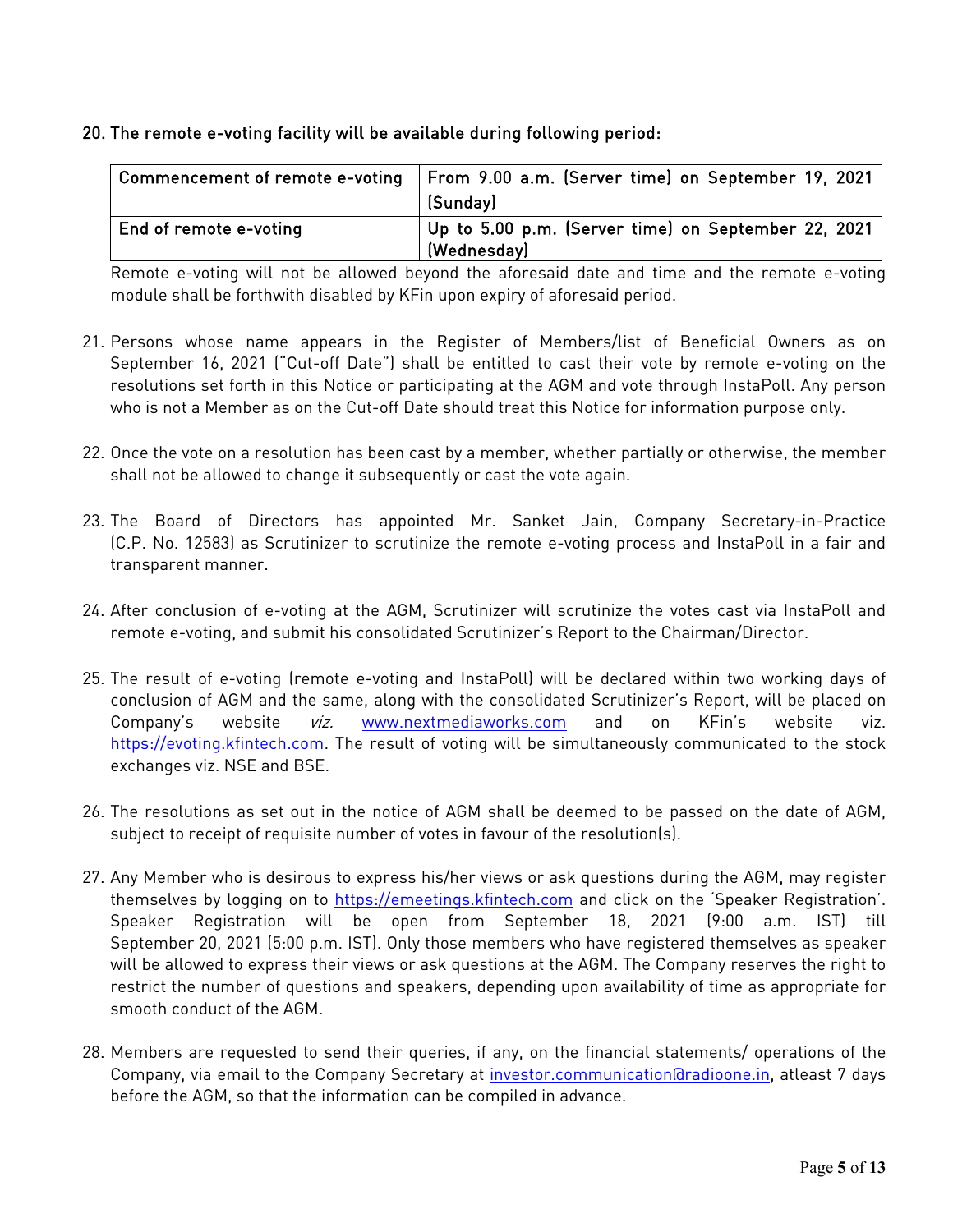20. **The remote e-voting facility will be available during following period:**

| Commencement of remote e-voting | From 9.00 a.m. (Server time) on September 19, 2021 (Sunday) |
|---|---|
| End of remote e-voting | Up to 5.00 p.m. (Server time) on September 22, 2021 (Wednesday) |

Remote e-voting will not be allowed beyond the aforesaid date and time and the remote e-voting module shall be forthwith disabled by KFin upon expiry of aforesaid period.

21. Persons whose name appears in the Register of Members/list of Beneficial Owners as on September 16, 2021 ("Cut-off Date") shall be entitled to cast their vote by remote e-voting on the resolutions set forth in this Notice or participating at the AGM and vote through InstaPoll. Any person who is not a Member as on the Cut-off Date should treat this Notice for information purpose only.

22. Once the vote on a resolution has been cast by a member, whether partially or otherwise, the member shall not be allowed to change it subsequently or cast the vote again.

23. The Board of Directors has appointed Mr. Sanket Jain, Company Secretary-in-Practice (C.P. No. 12583) as Scrutinizer to scrutinize the remote e-voting process and InstaPoll in a fair and transparent manner.

24. After conclusion of e-voting at the AGM, Scrutinizer will scrutinize the votes cast via InstaPoll and remote e-voting, and submit his consolidated Scrutinizer's Report to the Chairman/Director.

25. The result of e-voting (remote e-voting and InstaPoll) will be declared within two working days of conclusion of AGM and the same, along with the consolidated Scrutinizer's Report, will be placed on Company's website *viz.* www.nextmediaworks.com and on KFin's website viz. https://evoting.kfintech.com. The result of voting will be simultaneously communicated to the stock exchanges viz. NSE and BSE.

26. The resolutions as set out in the notice of AGM shall be deemed to be passed on the date of AGM, subject to receipt of requisite number of votes in favour of the resolution(s).

27. Any Member who is desirous to express his/her views or ask questions during the AGM, may register themselves by logging on to https://emeetings.kfintech.com and click on the 'Speaker Registration'. Speaker Registration will be open from September 18, 2021 (9:00 a.m. IST) till September 20, 2021 (5:00 p.m. IST). Only those members who have registered themselves as speaker will be allowed to express their views or ask questions at the AGM. The Company reserves the right to restrict the number of questions and speakers, depending upon availability of time as appropriate for smooth conduct of the AGM.

28. Members are requested to send their queries, if any, on the financial statements/ operations of the Company, via email to the Company Secretary at investor.communication@radioone.in, atleast 7 days before the AGM, so that the information can be compiled in advance.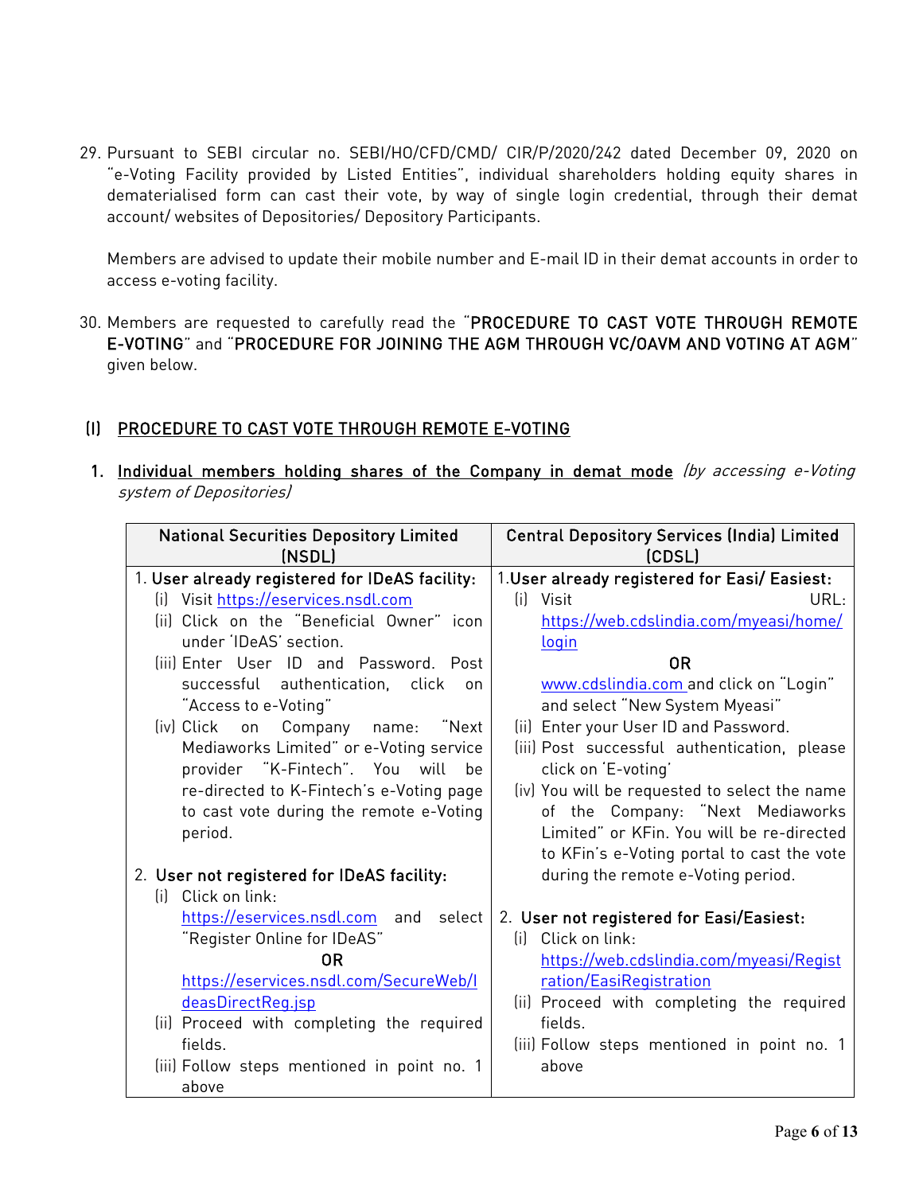29. Pursuant to SEBI circular no. SEBI/HO/CFD/CMD/ CIR/P/2020/242 dated December 09, 2020 on "e-Voting Facility provided by Listed Entities", individual shareholders holding equity shares in dematerialised form can cast their vote, by way of single login credential, through their demat account/ websites of Depositories/ Depository Participants.

    Members are advised to update their mobile number and E-mail ID in their demat accounts in order to access e-voting facility.

30. Members are requested to carefully read the "**PROCEDURE TO CAST VOTE THROUGH REMOTE E-VOTING**" and "**PROCEDURE FOR JOINING THE AGM THROUGH VC/OAVM AND VOTING AT AGM**" given below.

## (I) PROCEDURE TO CAST VOTE THROUGH REMOTE E-VOTING

**1. Individual members holding shares of the Company in demat mode** *(by accessing e-Voting system of Depositories)*

| National Securities Depository Limited (NSDL) | Central Depository Services (India) Limited (CDSL) |
|---|---|
| 1. **User already registered for IDeAS facility:**<br>(i) Visit https://eservices.nsdl.com<br>(ii) Click on the "Beneficial Owner" icon under 'IDeAS' section.<br>(iii) Enter User ID and Password. Post successful authentication, click on "Access to e-Voting"<br>(iv) Click on Company name: "Next Mediaworks Limited" or e-Voting service provider "K-Fintech". You will be re-directed to K-Fintech's e-Voting page to cast vote during the remote e-Voting period.<br><br>2. **User not registered for IDeAS facility:**<br>(i) Click on link: https://eservices.nsdl.com and select "Register Online for IDeAS"<br>**OR**<br>https://eservices.nsdl.com/SecureWeb/IdeasDirectReg.jsp<br>(ii) Proceed with completing the required fields.<br>(iii) Follow steps mentioned in point no. 1 above | 1. **User already registered for Easi/ Easiest:**<br>(i) Visit URL: https://web.cdslindia.com/myeasi/home/login<br>**OR**<br>www.cdslindia.com and click on "Login" and select "New System Myeasi"<br>(ii) Enter your User ID and Password.<br>(iii) Post successful authentication, please click on 'E-voting'<br>(iv) You will be requested to select the name of the Company: "Next Mediaworks Limited" or KFin. You will be re-directed to KFin's e-Voting portal to cast the vote during the remote e-Voting period.<br><br>2. **User not registered for Easi/Easiest:**<br>(i) Click on link: https://web.cdslindia.com/myeasi/Registration/EasiRegistration<br>(ii) Proceed with completing the required fields.<br>(iii) Follow steps mentioned in point no. 1 above |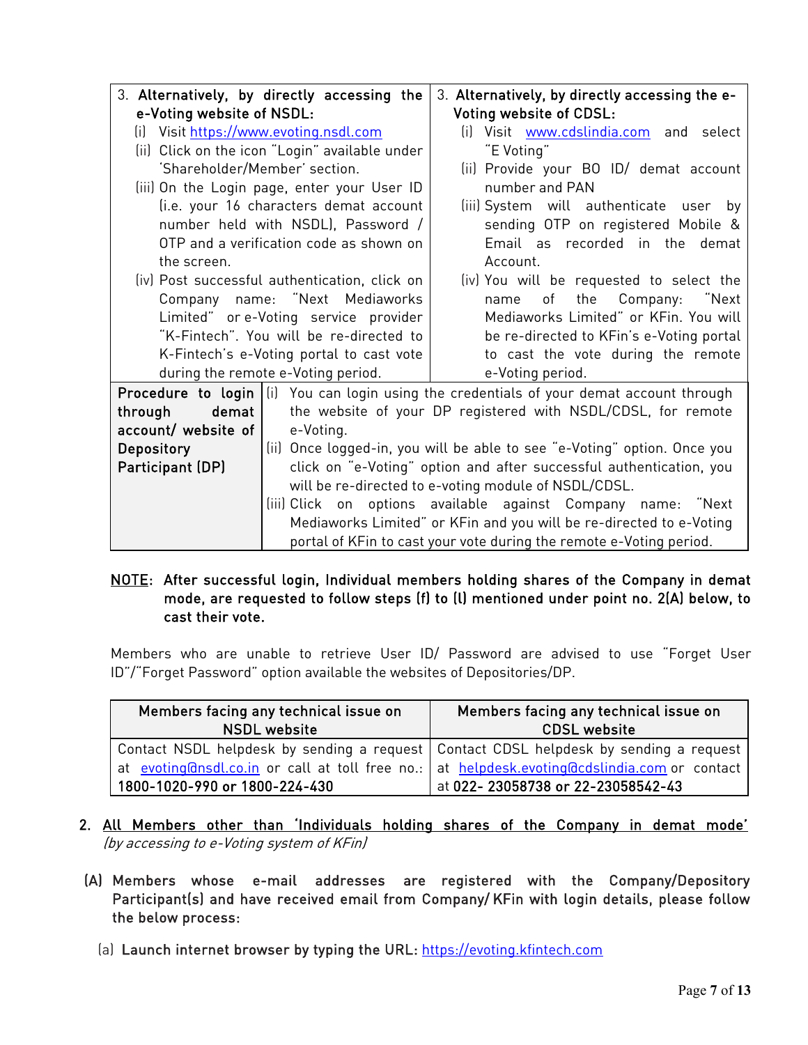| 3. **Alternatively, by directly accessing the e-Voting website of NSDL:** (i) Visit https://www.evoting.nsdl.com (ii) Click on the icon "Login" available under 'Shareholder/Member' section. (iii) On the Login page, enter your User ID (i.e. your 16 characters demat account number held with NSDL), Password / OTP and a verification code as shown on the screen. (iv) Post successful authentication, click on Company name: "Next Mediaworks Limited" or e-Voting service provider "K-Fintech". You will be re-directed to K-Fintech's e-Voting portal to cast vote during the remote e-Voting period. | 3. **Alternatively, by directly accessing the e-Voting website of CDSL:** (i) Visit www.cdslindia.com and select "E Voting" (ii) Provide your BO ID/ demat account number and PAN (iii) System will authenticate user by sending OTP on registered Mobile & Email as recorded in the demat Account. (iv) You will be requested to select the name of the Company: "Next Mediaworks Limited" or KFin. You will be re-directed to KFin's e-Voting portal to cast the vote during the remote e-Voting period. |
|---|---|
| **Procedure to login through demat account/ website of Depository Participant (DP)** | (i) You can login using the credentials of your demat account through the website of your DP registered with NSDL/CDSL, for remote e-Voting. (ii) Once logged-in, you will be able to see "e-Voting" option. Once you click on "e-Voting" option and after successful authentication, you will be re-directed to e-voting module of NSDL/CDSL. (iii) Click on options available against Company name: "Next Mediaworks Limited" or KFin and you will be re-directed to e-Voting portal of KFin to cast your vote during the remote e-Voting period. |

**NOTE: After successful login, Individual members holding shares of the Company in demat mode, are requested to follow steps (f) to (l) mentioned under point no. 2(A) below, to cast their vote.**

Members who are unable to retrieve User ID/ Password are advised to use "Forget User ID"/"Forget Password" option available the websites of Depositories/DP.

| Members facing any technical issue on NSDL website | Members facing any technical issue on CDSL website |
|---|---|
| Contact NSDL helpdesk by sending a request at evoting@nsdl.co.in or call at toll free no.: **1800-1020-990 or 1800-224-430** | Contact CDSL helpdesk by sending a request at helpdesk.evoting@cdslindia.com or contact at **022- 23058738 or 22-23058542-43** |

2. **All Members other than 'Individuals holding shares of the Company in demat mode'** *(by accessing to e-Voting system of KFin)*

**(A) Members whose e-mail addresses are registered with the Company/Depository Participant(s) and have received email from Company/ KFin with login details, please follow the below process:**

(a) **Launch internet browser by typing the URL:** https://evoting.kfintech.com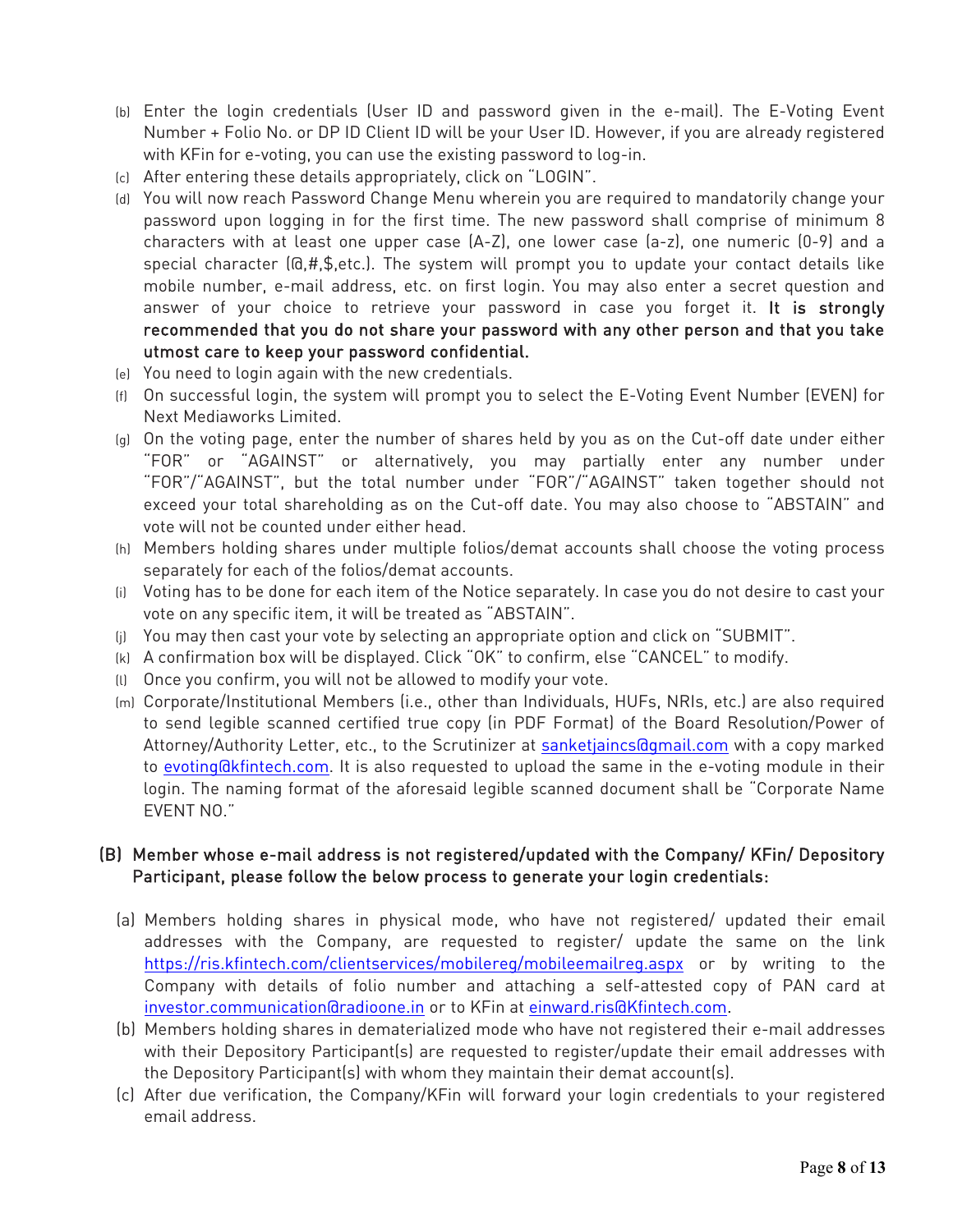(b) Enter the login credentials (User ID and password given in the e-mail). The E-Voting Event Number + Folio No. or DP ID Client ID will be your User ID. However, if you are already registered with KFin for e-voting, you can use the existing password to log-in.

(c) After entering these details appropriately, click on "LOGIN".

(d) You will now reach Password Change Menu wherein you are required to mandatorily change your password upon logging in for the first time. The new password shall comprise of minimum 8 characters with at least one upper case (A-Z), one lower case (a-z), one numeric (0-9) and a special character (@,#,$,etc.). The system will prompt you to update your contact details like mobile number, e-mail address, etc. on first login. You may also enter a secret question and answer of your choice to retrieve your password in case you forget it. **It is strongly recommended that you do not share your password with any other person and that you take utmost care to keep your password confidential.**

(e) You need to login again with the new credentials.

(f) On successful login, the system will prompt you to select the E-Voting Event Number (EVEN) for Next Mediaworks Limited.

(g) On the voting page, enter the number of shares held by you as on the Cut-off date under either "FOR" or "AGAINST" or alternatively, you may partially enter any number under "FOR"/"AGAINST", but the total number under "FOR"/"AGAINST" taken together should not exceed your total shareholding as on the Cut-off date. You may also choose to "ABSTAIN" and vote will not be counted under either head.

(h) Members holding shares under multiple folios/demat accounts shall choose the voting process separately for each of the folios/demat accounts.

(i) Voting has to be done for each item of the Notice separately. In case you do not desire to cast your vote on any specific item, it will be treated as "ABSTAIN".

(j) You may then cast your vote by selecting an appropriate option and click on "SUBMIT".

(k) A confirmation box will be displayed. Click "OK" to confirm, else "CANCEL" to modify.

(l) Once you confirm, you will not be allowed to modify your vote.

(m) Corporate/Institutional Members (i.e., other than Individuals, HUFs, NRIs, etc.) are also required to send legible scanned certified true copy (in PDF Format) of the Board Resolution/Power of Attorney/Authority Letter, etc., to the Scrutinizer at sanketjaincs@gmail.com with a copy marked to evoting@kfintech.com. It is also requested to upload the same in the e-voting module in their login. The naming format of the aforesaid legible scanned document shall be "Corporate Name EVENT NO."

### (B) Member whose e-mail address is not registered/updated with the Company/ KFin/ Depository Participant, please follow the below process to generate your login credentials:

(a) Members holding shares in physical mode, who have not registered/ updated their email addresses with the Company, are requested to register/ update the same on the link https://ris.kfintech.com/clientservices/mobilereg/mobileemailreg.aspx or by writing to the Company with details of folio number and attaching a self-attested copy of PAN card at investor.communication@radioone.in or to KFin at einward.ris@Kfintech.com.

(b) Members holding shares in dematerialized mode who have not registered their e-mail addresses with their Depository Participant(s) are requested to register/update their email addresses with the Depository Participant(s) with whom they maintain their demat account(s).

(c) After due verification, the Company/KFin will forward your login credentials to your registered email address.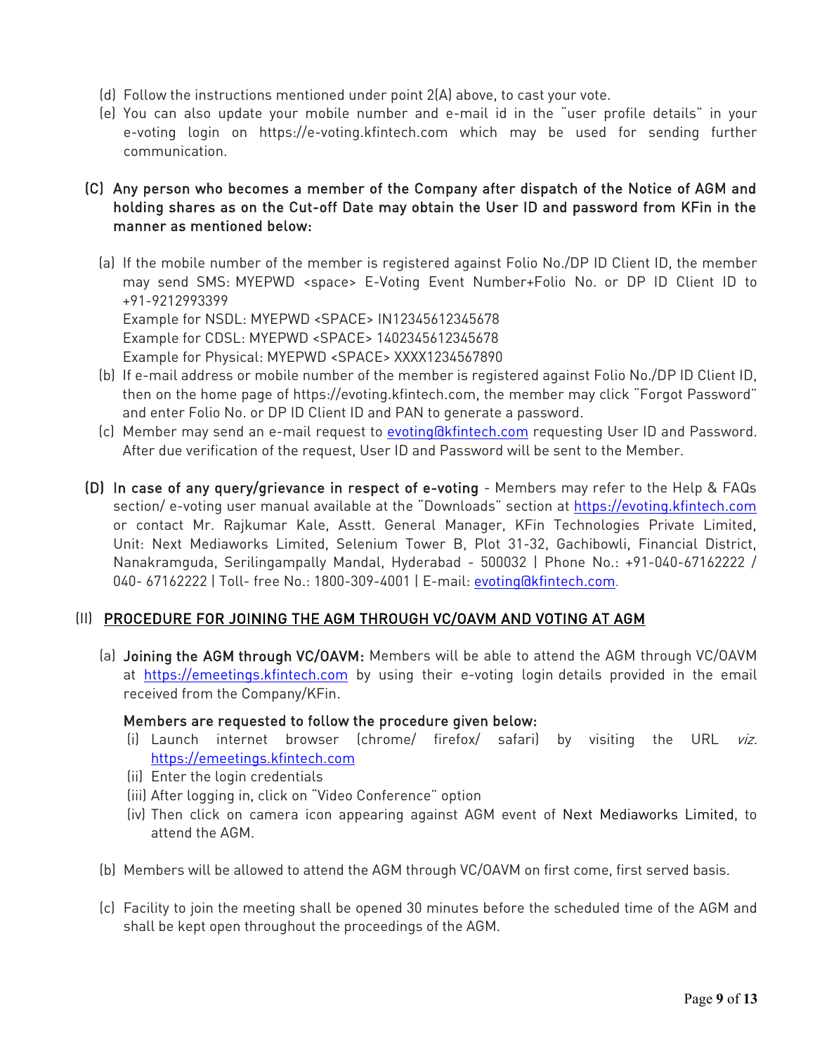(d) Follow the instructions mentioned under point 2(A) above, to cast your vote.

(e) You can also update your mobile number and e-mail id in the "user profile details" in your e-voting login on https://e-voting.kfintech.com which may be used for sending further communication.

**(C) Any person who becomes a member of the Company after dispatch of the Notice of AGM and holding shares as on the Cut-off Date may obtain the User ID and password from KFin in the manner as mentioned below:**

(a) If the mobile number of the member is registered against Folio No./DP ID Client ID, the member may send SMS: MYEPWD <space> E-Voting Event Number+Folio No. or DP ID Client ID to +91-9212993399
Example for NSDL: MYEPWD <SPACE> IN12345612345678
Example for CDSL: MYEPWD <SPACE> 1402345612345678
Example for Physical: MYEPWD <SPACE> XXXX1234567890

(b) If e-mail address or mobile number of the member is registered against Folio No./DP ID Client ID, then on the home page of https://evoting.kfintech.com, the member may click "Forgot Password" and enter Folio No. or DP ID Client ID and PAN to generate a password.

(c) Member may send an e-mail request to evoting@kfintech.com requesting User ID and Password. After due verification of the request, User ID and Password will be sent to the Member.

**(D) In case of any query/grievance in respect of e-voting** - Members may refer to the Help & FAQs section/ e-voting user manual available at the "Downloads" section at https://evoting.kfintech.com or contact Mr. Rajkumar Kale, Asstt. General Manager, KFin Technologies Private Limited, Unit: Next Mediaworks Limited, Selenium Tower B, Plot 31-32, Gachibowli, Financial District, Nanakramguda, Serilingampally Mandal, Hyderabad - 500032 | Phone No.: +91-040-67162222 / 040- 67162222 | Toll- free No.: 1800-309-4001 | E-mail: evoting@kfintech.com.

## (II) PROCEDURE FOR JOINING THE AGM THROUGH VC/OAVM AND VOTING AT AGM

(a) **Joining the AGM through VC/OAVM:** Members will be able to attend the AGM through VC/OAVM at https://emeetings.kfintech.com by using their e-voting login details provided in the email received from the Company/KFin.

**Members are requested to follow the procedure given below:**

(i) Launch internet browser (chrome/ firefox/ safari) by visiting the URL *viz.* https://emeetings.kfintech.com
(ii) Enter the login credentials
(iii) After logging in, click on "Video Conference" option
(iv) Then click on camera icon appearing against AGM event of Next Mediaworks Limited, to attend the AGM.

(b) Members will be allowed to attend the AGM through VC/OAVM on first come, first served basis.

(c) Facility to join the meeting shall be opened 30 minutes before the scheduled time of the AGM and shall be kept open throughout the proceedings of the AGM.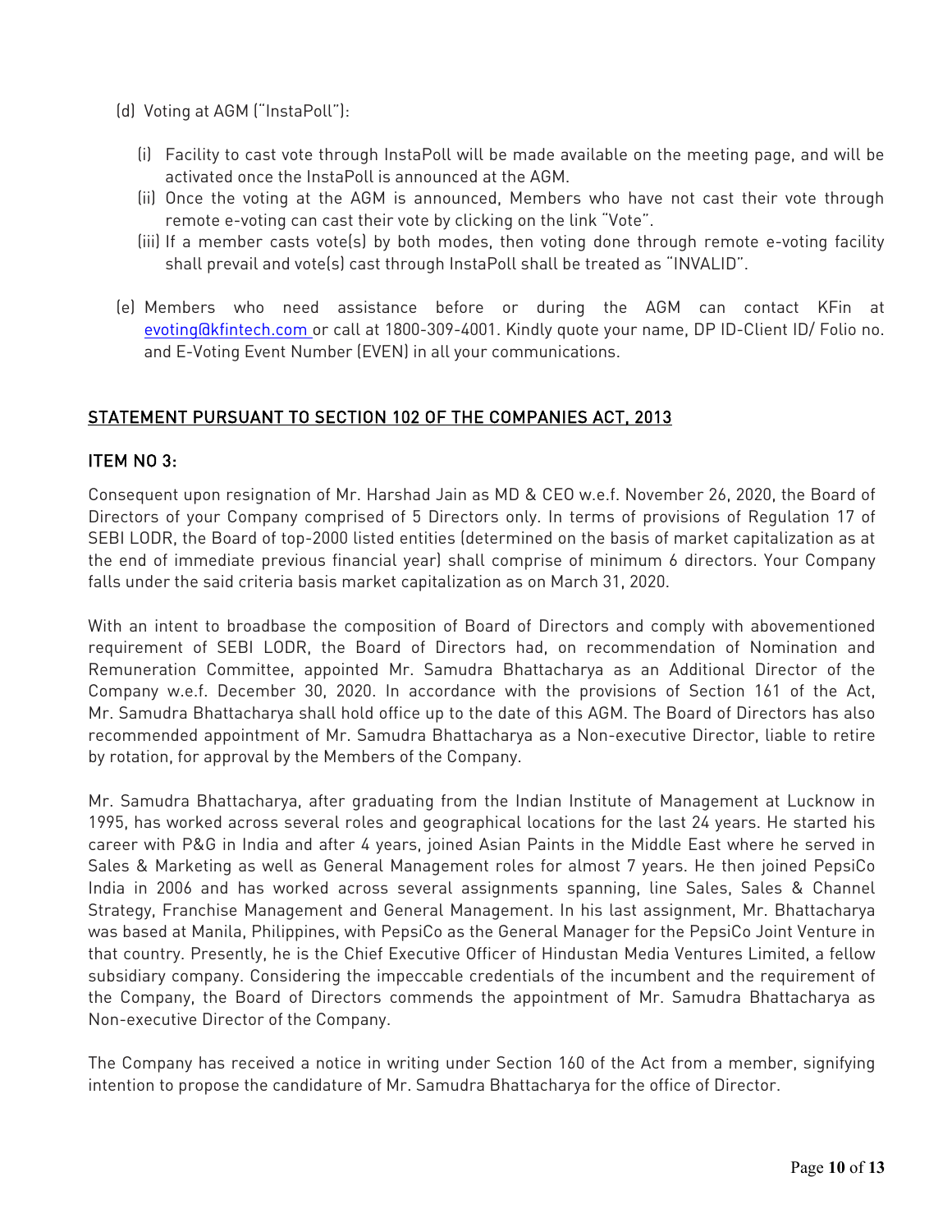(d) Voting at AGM ("InstaPoll"):

(i) Facility to cast vote through InstaPoll will be made available on the meeting page, and will be activated once the InstaPoll is announced at the AGM.

(ii) Once the voting at the AGM is announced, Members who have not cast their vote through remote e-voting can cast their vote by clicking on the link "Vote".

(iii) If a member casts vote(s) by both modes, then voting done through remote e-voting facility shall prevail and vote(s) cast through InstaPoll shall be treated as "INVALID".

(e) Members who need assistance before or during the AGM can contact KFin at evoting@kfintech.com or call at 1800-309-4001. Kindly quote your name, DP ID-Client ID/ Folio no. and E-Voting Event Number (EVEN) in all your communications.

## STATEMENT PURSUANT TO SECTION 102 OF THE COMPANIES ACT, 2013

### ITEM NO 3:

Consequent upon resignation of Mr. Harshad Jain as MD & CEO w.e.f. November 26, 2020, the Board of Directors of your Company comprised of 5 Directors only. In terms of provisions of Regulation 17 of SEBI LODR, the Board of top-2000 listed entities (determined on the basis of market capitalization as at the end of immediate previous financial year) shall comprise of minimum 6 directors. Your Company falls under the said criteria basis market capitalization as on March 31, 2020.

With an intent to broadbase the composition of Board of Directors and comply with abovementioned requirement of SEBI LODR, the Board of Directors had, on recommendation of Nomination and Remuneration Committee, appointed Mr. Samudra Bhattacharya as an Additional Director of the Company w.e.f. December 30, 2020. In accordance with the provisions of Section 161 of the Act, Mr. Samudra Bhattacharya shall hold office up to the date of this AGM. The Board of Directors has also recommended appointment of Mr. Samudra Bhattacharya as a Non-executive Director, liable to retire by rotation, for approval by the Members of the Company.

Mr. Samudra Bhattacharya, after graduating from the Indian Institute of Management at Lucknow in 1995, has worked across several roles and geographical locations for the last 24 years. He started his career with P&G in India and after 4 years, joined Asian Paints in the Middle East where he served in Sales & Marketing as well as General Management roles for almost 7 years. He then joined PepsiCo India in 2006 and has worked across several assignments spanning, line Sales, Sales & Channel Strategy, Franchise Management and General Management. In his last assignment, Mr. Bhattacharya was based at Manila, Philippines, with PepsiCo as the General Manager for the PepsiCo Joint Venture in that country. Presently, he is the Chief Executive Officer of Hindustan Media Ventures Limited, a fellow subsidiary company. Considering the impeccable credentials of the incumbent and the requirement of the Company, the Board of Directors commends the appointment of Mr. Samudra Bhattacharya as Non-executive Director of the Company.

The Company has received a notice in writing under Section 160 of the Act from a member, signifying intention to propose the candidature of Mr. Samudra Bhattacharya for the office of Director.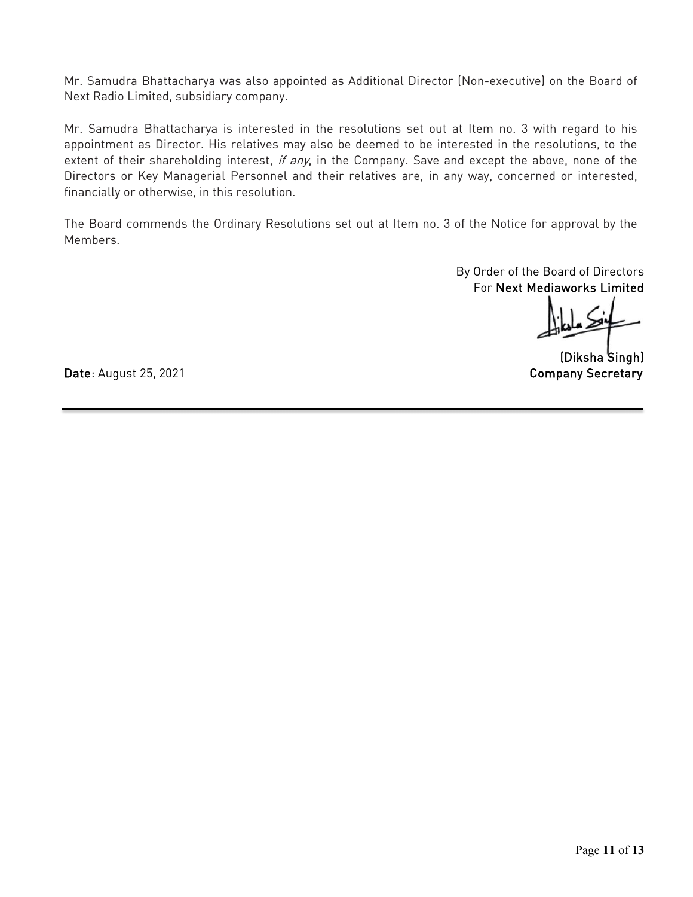Mr. Samudra Bhattacharya was also appointed as Additional Director (Non-executive) on the Board of Next Radio Limited, subsidiary company.

Mr. Samudra Bhattacharya is interested in the resolutions set out at Item no. 3 with regard to his appointment as Director. His relatives may also be deemed to be interested in the resolutions, to the extent of their shareholding interest, *if any*, in the Company. Save and except the above, none of the Directors or Key Managerial Personnel and their relatives are, in any way, concerned or interested, financially or otherwise, in this resolution.

The Board commends the Ordinary Resolutions set out at Item no. 3 of the Notice for approval by the Members.

By Order of the Board of Directors
For **Next Mediaworks Limited**

**(Diksha Singh)**
**Company Secretary**

**Date**: August 25, 2021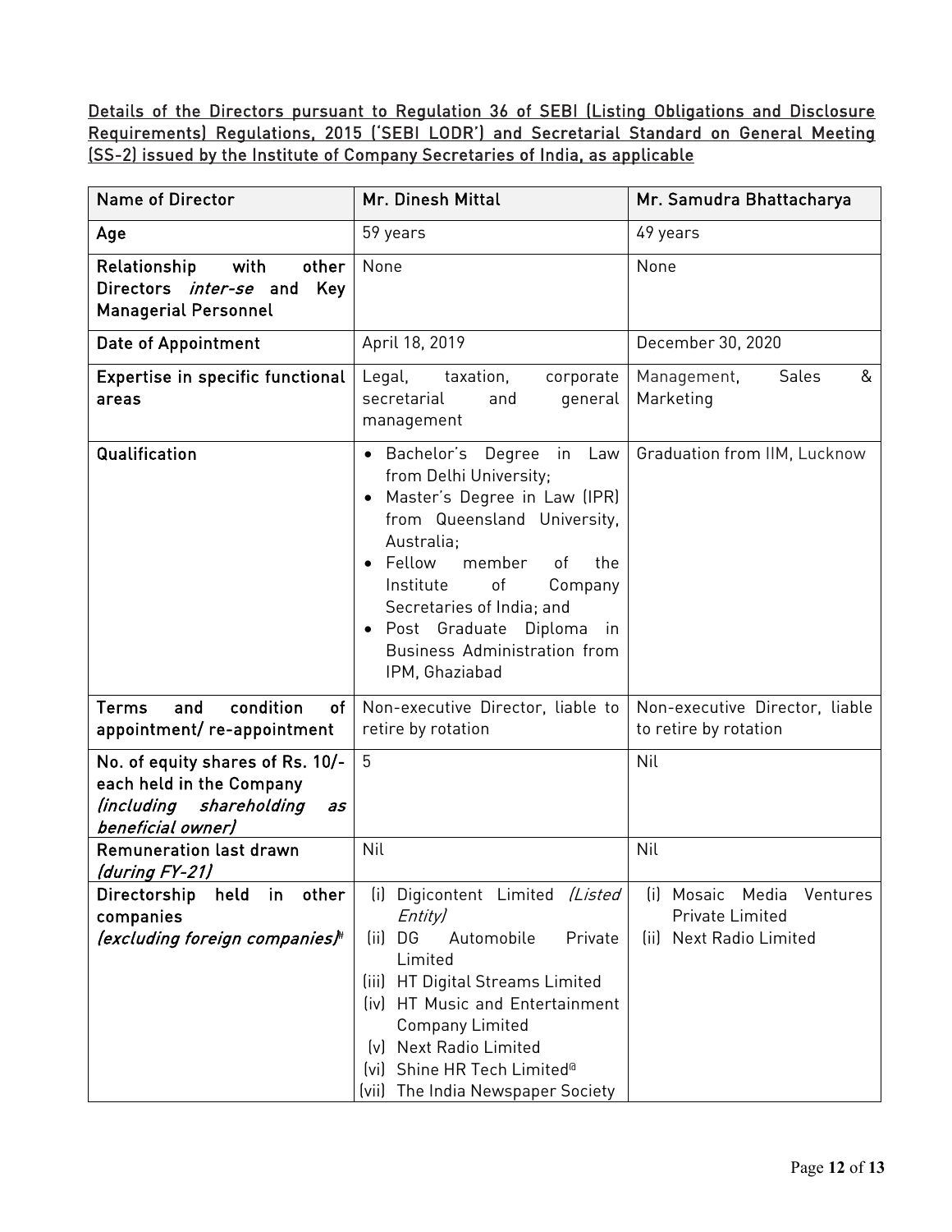**Details of the Directors pursuant to Regulation 36 of SEBI (Listing Obligations and Disclosure Requirements) Regulations, 2015 ('SEBI LODR') and Secretarial Standard on General Meeting (SS-2) issued by the Institute of Company Secretaries of India, as applicable**

| Name of Director | Mr. Dinesh Mittal | Mr. Samudra Bhattacharya |
| --- | --- | --- |
| **Age** | 59 years | 49 years |
| **Relationship with other Directors *inter-se* and Key Managerial Personnel** | None | None |
| **Date of Appointment** | April 18, 2019 | December 30, 2020 |
| **Expertise in specific functional areas** | Legal, taxation, corporate secretarial and general management | Management, Sales & Marketing |
| **Qualification** | • Bachelor's Degree in Law from Delhi University;<br>• Master's Degree in Law (IPR) from Queensland University, Australia;<br>• Fellow member of the Institute of Company Secretaries of India; and<br>• Post Graduate Diploma in Business Administration from IPM, Ghaziabad | Graduation from IIM, Lucknow |
| **Terms and condition of appointment/ re-appointment** | Non-executive Director, liable to retire by rotation | Non-executive Director, liable to retire by rotation |
| **No. of equity shares of Rs. 10/- each held in the Company *(including shareholding as beneficial owner)*** | 5 | Nil |
| **Remuneration last drawn *(during FY-21)*** | Nil | Nil |
| **Directorship held in other companies *(excluding foreign companies)*#** | (i) Digicontent Limited *(Listed Entity)*<br>(ii) DG Automobile Private Limited<br>(iii) HT Digital Streams Limited<br>(iv) HT Music and Entertainment Company Limited<br>(v) Next Radio Limited<br>(vi) Shine HR Tech Limited@<br>(vii) The India Newspaper Society | (i) Mosaic Media Ventures Private Limited<br>(ii) Next Radio Limited |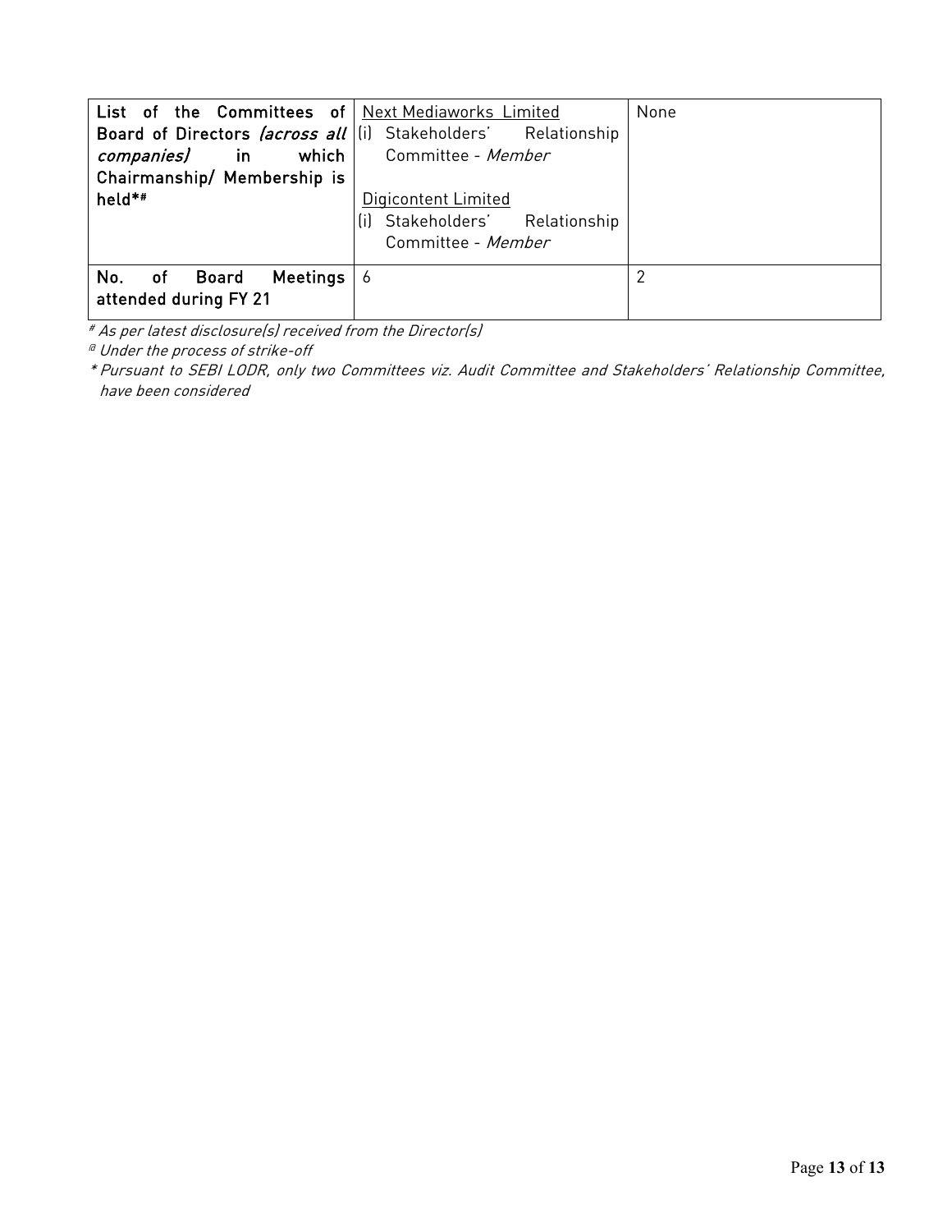| | | |
|---|---|---|
| **List of the Committees of Board of Directors *(across all companies)* in which Chairmanship/ Membership is held*#** | <u>Next Mediaworks Limited</u><br>(i) Stakeholders' Relationship Committee - *Member*<br><br><u>Digicontent Limited</u><br>(i) Stakeholders' Relationship Committee - *Member* | None |
| **No. of Board Meetings attended during FY 21** | 6 | 2 |

*# As per latest disclosure(s) received from the Director(s)*

*@ Under the process of strike-off*

*\* Pursuant to SEBI LODR, only two Committees viz. Audit Committee and Stakeholders' Relationship Committee, have been considered*